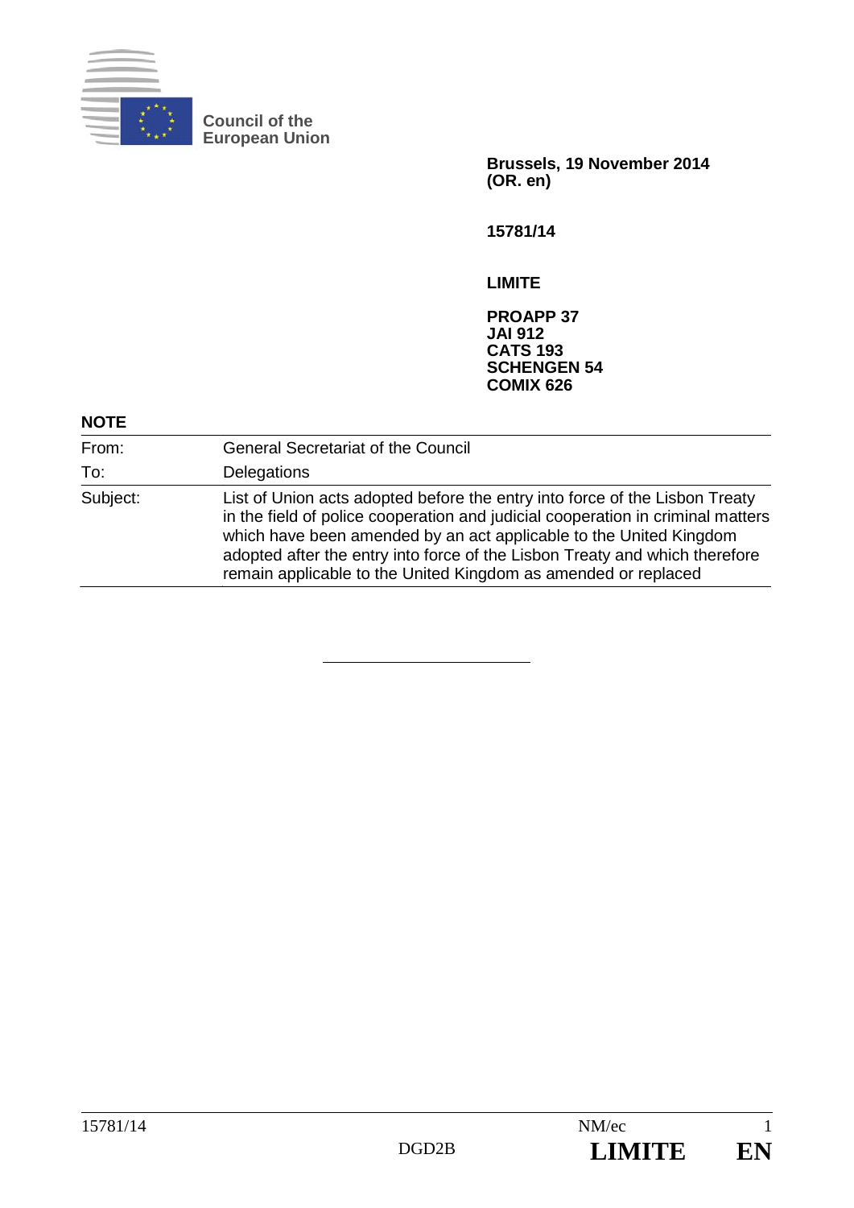**Council of the European Union**

**Brussels, 19 November 2014**
**(OR. en)**

**15781/14**

**LIMITE**

**PROAPP 37**
**JAI 912**
**CATS 193**
**SCHENGEN 54**
**COMIX 626**

**NOTE**

| | |
|---|---|
| From: | General Secretariat of the Council |
| To: | Delegations |
| Subject: | List of Union acts adopted before the entry into force of the Lisbon Treaty in the field of police cooperation and judicial cooperation in criminal matters which have been amended by an act applicable to the United Kingdom adopted after the entry into force of the Lisbon Treaty and which therefore remain applicable to the United Kingdom as amended or replaced |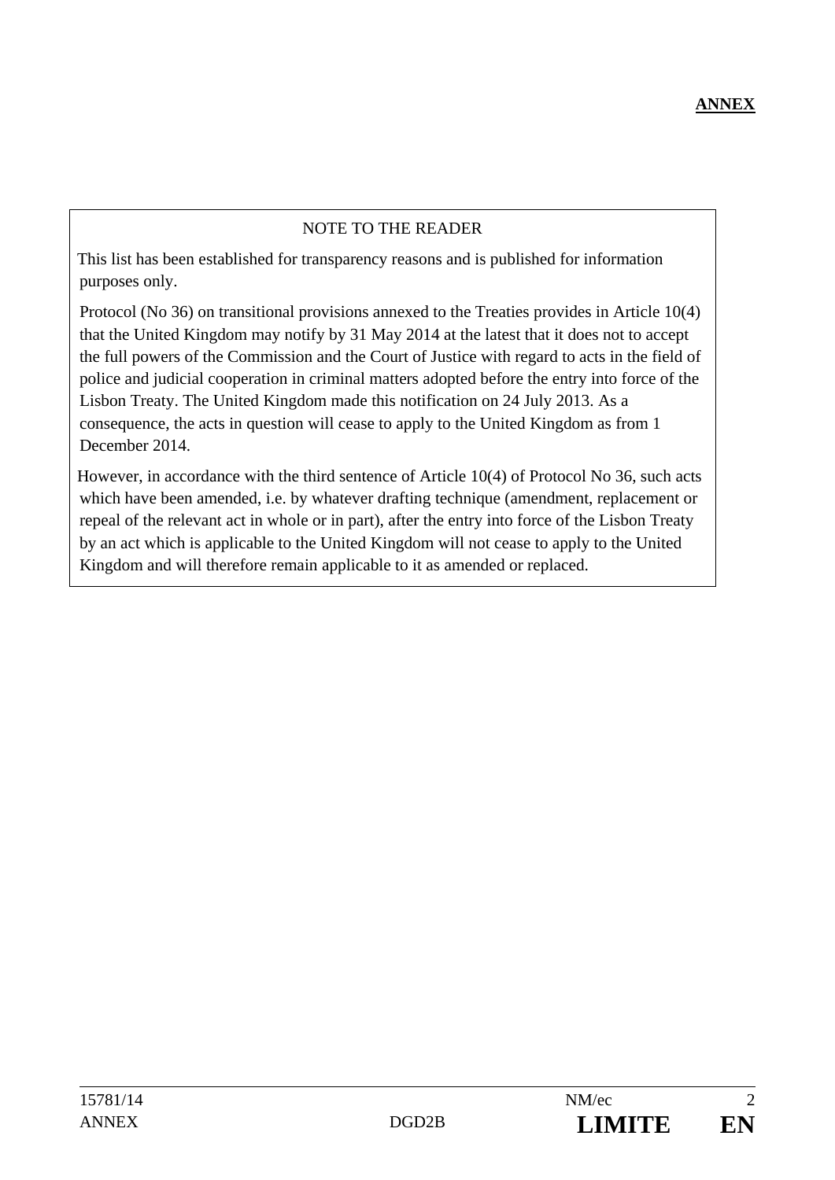**ANNEX**

NOTE TO THE READER

This list has been established for transparency reasons and is published for information purposes only.

Protocol (No 36) on transitional provisions annexed to the Treaties provides in Article 10(4) that the United Kingdom may notify by 31 May 2014 at the latest that it does not to accept the full powers of the Commission and the Court of Justice with regard to acts in the field of police and judicial cooperation in criminal matters adopted before the entry into force of the Lisbon Treaty. The United Kingdom made this notification on 24 July 2013. As a consequence, the acts in question will cease to apply to the United Kingdom as from 1 December 2014.

However, in accordance with the third sentence of Article 10(4) of Protocol No 36, such acts which have been amended, i.e. by whatever drafting technique (amendment, replacement or repeal of the relevant act in whole or in part), after the entry into force of the Lisbon Treaty by an act which is applicable to the United Kingdom will not cease to apply to the United Kingdom and will therefore remain applicable to it as amended or replaced.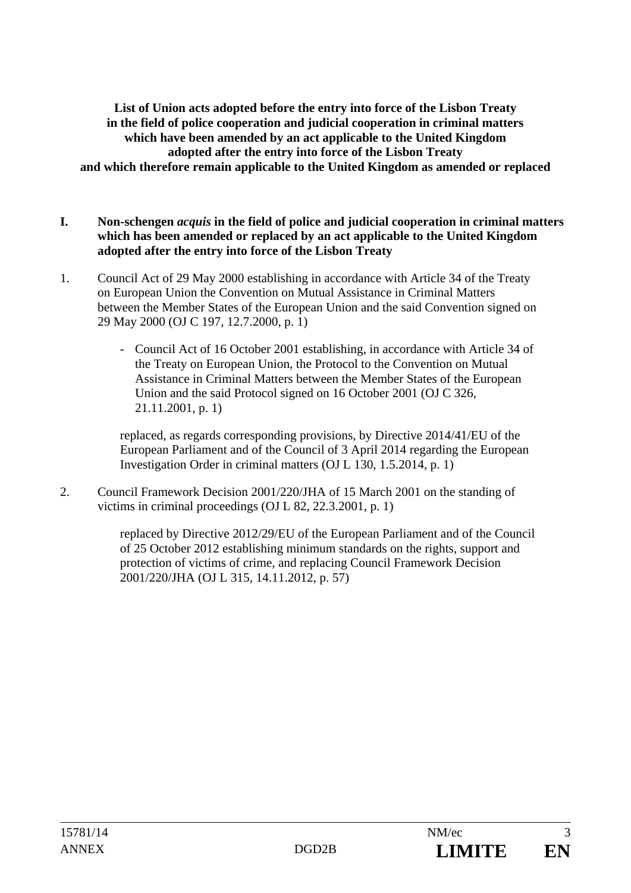**List of Union acts adopted before the entry into force of the Lisbon Treaty in the field of police cooperation and judicial cooperation in criminal matters which have been amended by an act applicable to the United Kingdom adopted after the entry into force of the Lisbon Treaty and which therefore remain applicable to the United Kingdom as amended or replaced**

## I. Non-schengen *acquis* in the field of police and judicial cooperation in criminal matters which has been amended or replaced by an act applicable to the United Kingdom adopted after the entry into force of the Lisbon Treaty

1. Council Act of 29 May 2000 establishing in accordance with Article 34 of the Treaty on European Union the Convention on Mutual Assistance in Criminal Matters between the Member States of the European Union and the said Convention signed on 29 May 2000 (OJ C 197, 12.7.2000, p. 1)

   - Council Act of 16 October 2001 establishing, in accordance with Article 34 of the Treaty on European Union, the Protocol to the Convention on Mutual Assistance in Criminal Matters between the Member States of the European Union and the said Protocol signed on 16 October 2001 (OJ C 326, 21.11.2001, p. 1)

   replaced, as regards corresponding provisions, by Directive 2014/41/EU of the European Parliament and of the Council of 3 April 2014 regarding the European Investigation Order in criminal matters (OJ L 130, 1.5.2014, p. 1)

2. Council Framework Decision 2001/220/JHA of 15 March 2001 on the standing of victims in criminal proceedings (OJ L 82, 22.3.2001, p. 1)

   replaced by Directive 2012/29/EU of the European Parliament and of the Council of 25 October 2012 establishing minimum standards on the rights, support and protection of victims of crime, and replacing Council Framework Decision 2001/220/JHA (OJ L 315, 14.11.2012, p. 57)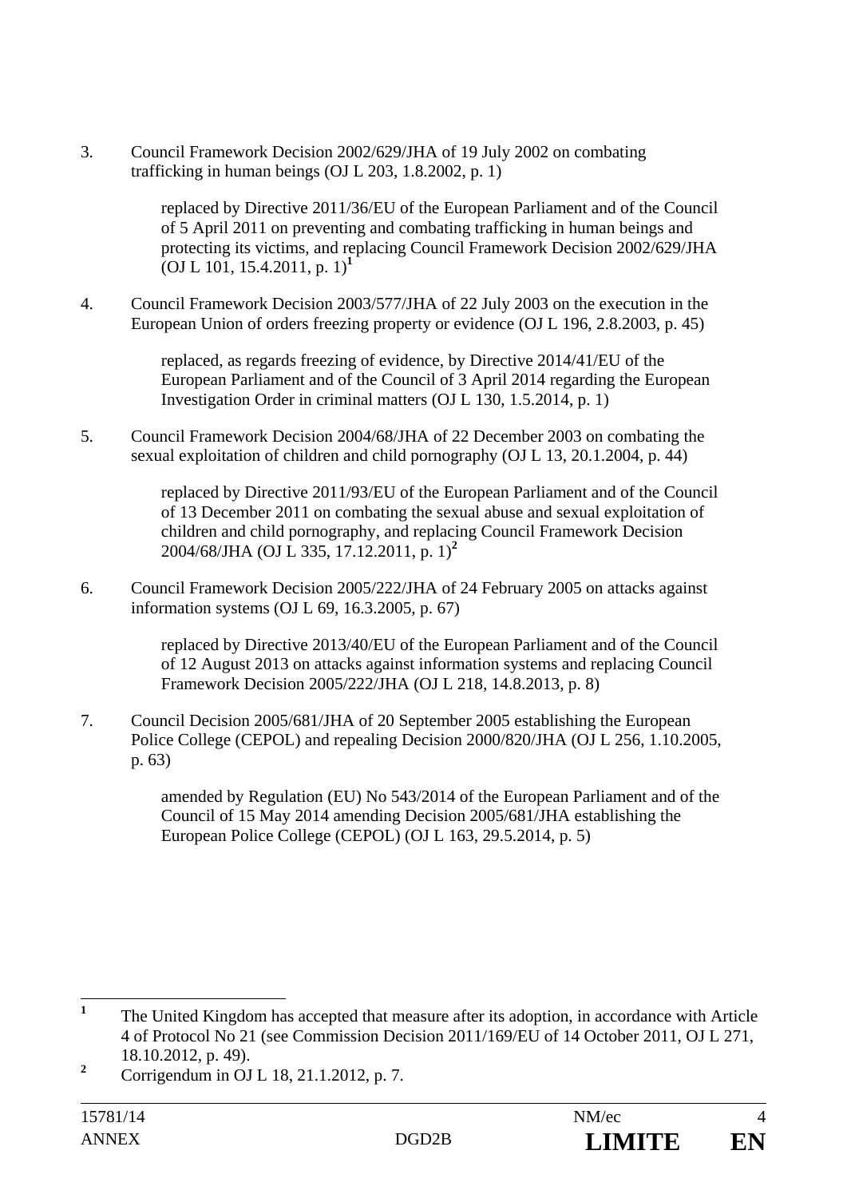3. Council Framework Decision 2002/629/JHA of 19 July 2002 on combating trafficking in human beings (OJ L 203, 1.8.2002, p. 1)

   replaced by Directive 2011/36/EU of the European Parliament and of the Council of 5 April 2011 on preventing and combating trafficking in human beings and protecting its victims, and replacing Council Framework Decision 2002/629/JHA (OJ L 101, 15.4.2011, p. 1)[1]

4. Council Framework Decision 2003/577/JHA of 22 July 2003 on the execution in the European Union of orders freezing property or evidence (OJ L 196, 2.8.2003, p. 45)

   replaced, as regards freezing of evidence, by Directive 2014/41/EU of the European Parliament and of the Council of 3 April 2014 regarding the European Investigation Order in criminal matters (OJ L 130, 1.5.2014, p. 1)

5. Council Framework Decision 2004/68/JHA of 22 December 2003 on combating the sexual exploitation of children and child pornography (OJ L 13, 20.1.2004, p. 44)

   replaced by Directive 2011/93/EU of the European Parliament and of the Council of 13 December 2011 on combating the sexual abuse and sexual exploitation of children and child pornography, and replacing Council Framework Decision 2004/68/JHA (OJ L 335, 17.12.2011, p. 1)[2]

6. Council Framework Decision 2005/222/JHA of 24 February 2005 on attacks against information systems (OJ L 69, 16.3.2005, p. 67)

   replaced by Directive 2013/40/EU of the European Parliament and of the Council of 12 August 2013 on attacks against information systems and replacing Council Framework Decision 2005/222/JHA (OJ L 218, 14.8.2013, p. 8)

7. Council Decision 2005/681/JHA of 20 September 2005 establishing the European Police College (CEPOL) and repealing Decision 2000/820/JHA (OJ L 256, 1.10.2005, p. 63)

   amended by Regulation (EU) No 543/2014 of the European Parliament and of the Council of 15 May 2014 amending Decision 2005/681/JHA establishing the European Police College (CEPOL) (OJ L 163, 29.5.2014, p. 5)

---

[1] The United Kingdom has accepted that measure after its adoption, in accordance with Article 4 of Protocol No 21 (see Commission Decision 2011/169/EU of 14 October 2011, OJ L 271, 18.10.2012, p. 49).

[2] Corrigendum in OJ L 18, 21.1.2012, p. 7.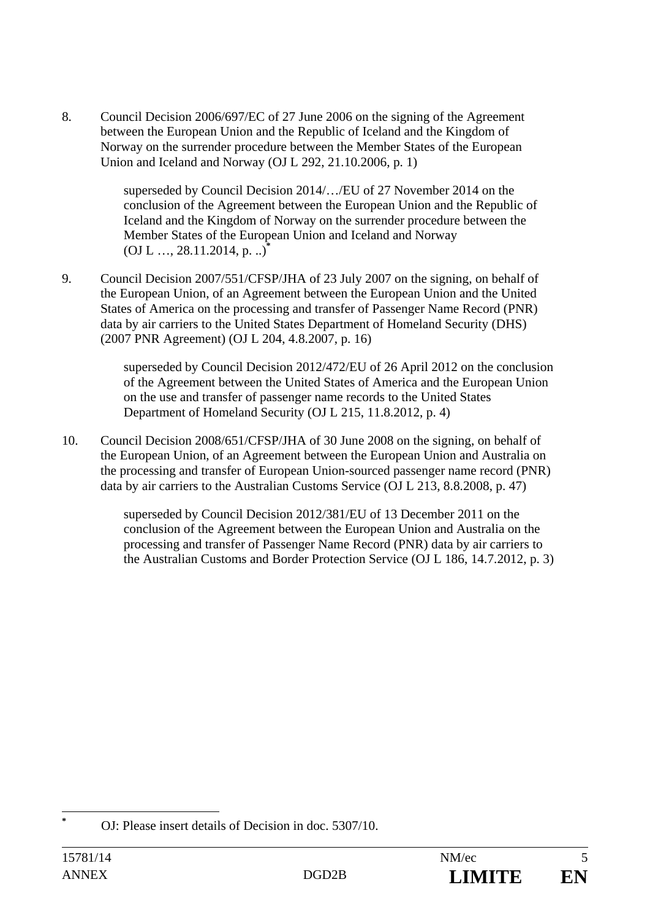8. Council Decision 2006/697/EC of 27 June 2006 on the signing of the Agreement between the European Union and the Republic of Iceland and the Kingdom of Norway on the surrender procedure between the Member States of the European Union and Iceland and Norway (OJ L 292, 21.10.2006, p. 1)

   superseded by Council Decision 2014/…/EU of 27 November 2014 on the conclusion of the Agreement between the European Union and the Republic of Iceland and the Kingdom of Norway on the surrender procedure between the Member States of the European Union and Iceland and Norway (OJ L …, 28.11.2014, p. ..)[*]

9. Council Decision 2007/551/CFSP/JHA of 23 July 2007 on the signing, on behalf of the European Union, of an Agreement between the European Union and the United States of America on the processing and transfer of Passenger Name Record (PNR) data by air carriers to the United States Department of Homeland Security (DHS) (2007 PNR Agreement) (OJ L 204, 4.8.2007, p. 16)

   superseded by Council Decision 2012/472/EU of 26 April 2012 on the conclusion of the Agreement between the United States of America and the European Union on the use and transfer of passenger name records to the United States Department of Homeland Security (OJ L 215, 11.8.2012, p. 4)

10. Council Decision 2008/651/CFSP/JHA of 30 June 2008 on the signing, on behalf of the European Union, of an Agreement between the European Union and Australia on the processing and transfer of European Union-sourced passenger name record (PNR) data by air carriers to the Australian Customs Service (OJ L 213, 8.8.2008, p. 47)

    superseded by Council Decision 2012/381/EU of 13 December 2011 on the conclusion of the Agreement between the European Union and Australia on the processing and transfer of Passenger Name Record (PNR) data by air carriers to the Australian Customs and Border Protection Service (OJ L 186, 14.7.2012, p. 3)

---

[*] OJ: Please insert details of Decision in doc. 5307/10.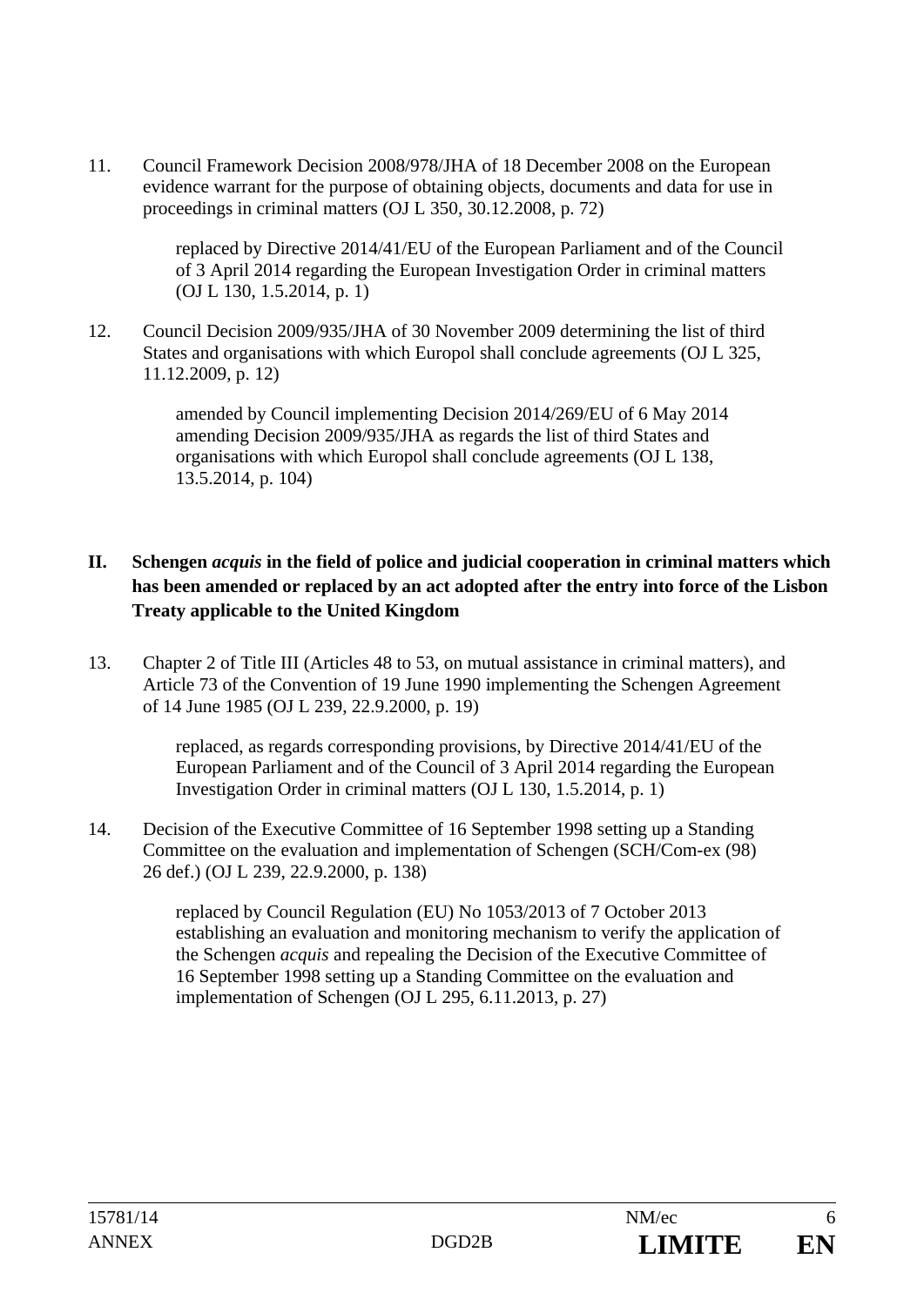11. Council Framework Decision 2008/978/JHA of 18 December 2008 on the European evidence warrant for the purpose of obtaining objects, documents and data for use in proceedings in criminal matters (OJ L 350, 30.12.2008, p. 72)

    replaced by Directive 2014/41/EU of the European Parliament and of the Council of 3 April 2014 regarding the European Investigation Order in criminal matters (OJ L 130, 1.5.2014, p. 1)

12. Council Decision 2009/935/JHA of 30 November 2009 determining the list of third States and organisations with which Europol shall conclude agreements (OJ L 325, 11.12.2009, p. 12)

    amended by Council implementing Decision 2014/269/EU of 6 May 2014 amending Decision 2009/935/JHA as regards the list of third States and organisations with which Europol shall conclude agreements (OJ L 138, 13.5.2014, p. 104)

## II. Schengen *acquis* in the field of police and judicial cooperation in criminal matters which has been amended or replaced by an act adopted after the entry into force of the Lisbon Treaty applicable to the United Kingdom

13. Chapter 2 of Title III (Articles 48 to 53, on mutual assistance in criminal matters), and Article 73 of the Convention of 19 June 1990 implementing the Schengen Agreement of 14 June 1985 (OJ L 239, 22.9.2000, p. 19)

    replaced, as regards corresponding provisions, by Directive 2014/41/EU of the European Parliament and of the Council of 3 April 2014 regarding the European Investigation Order in criminal matters (OJ L 130, 1.5.2014, p. 1)

14. Decision of the Executive Committee of 16 September 1998 setting up a Standing Committee on the evaluation and implementation of Schengen (SCH/Com-ex (98) 26 def.) (OJ L 239, 22.9.2000, p. 138)

    replaced by Council Regulation (EU) No 1053/2013 of 7 October 2013 establishing an evaluation and monitoring mechanism to verify the application of the Schengen *acquis* and repealing the Decision of the Executive Committee of 16 September 1998 setting up a Standing Committee on the evaluation and implementation of Schengen (OJ L 295, 6.11.2013, p. 27)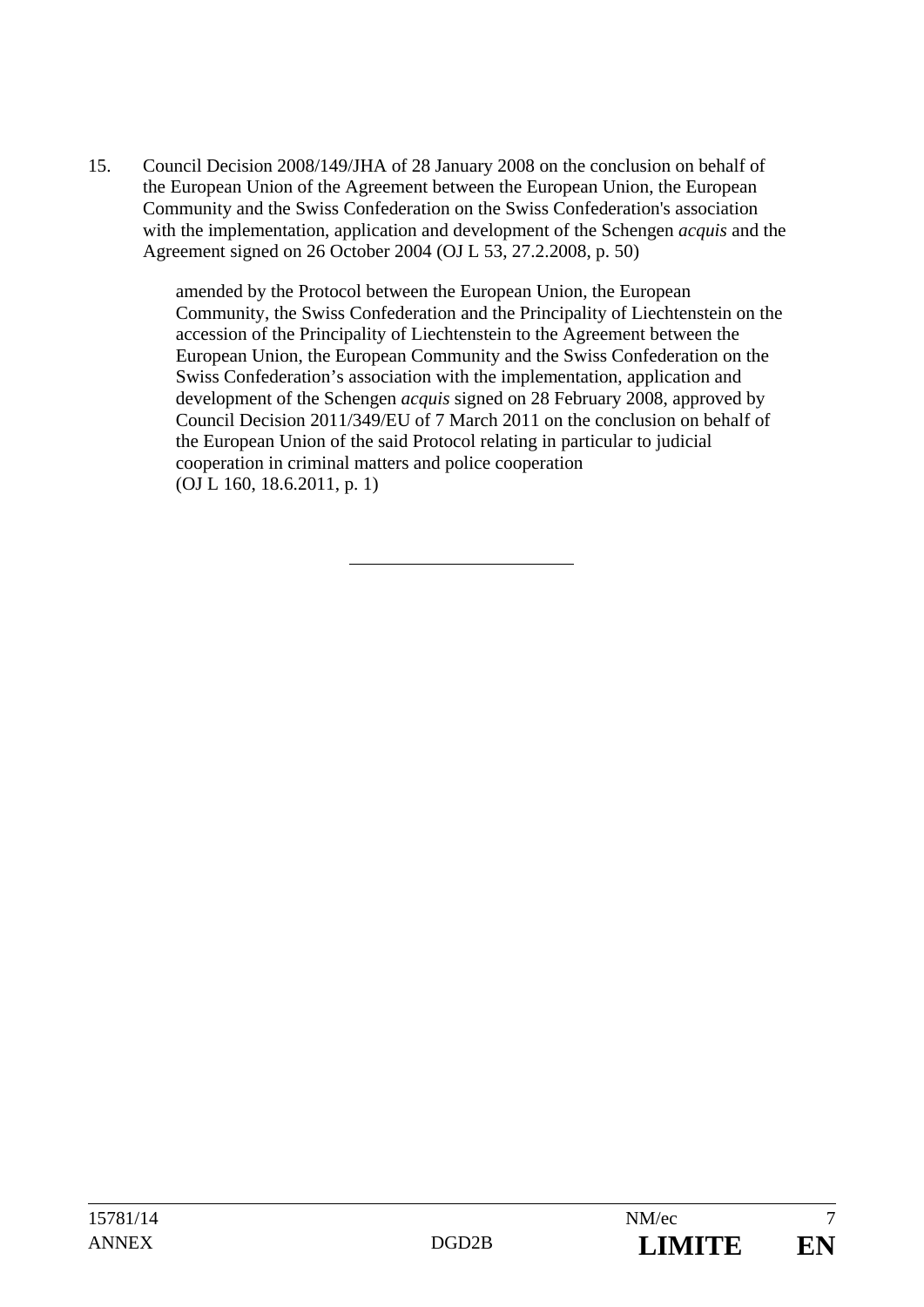15. Council Decision 2008/149/JHA of 28 January 2008 on the conclusion on behalf of the European Union of the Agreement between the European Union, the European Community and the Swiss Confederation on the Swiss Confederation's association with the implementation, application and development of the Schengen *acquis* and the Agreement signed on 26 October 2004 (OJ L 53, 27.2.2008, p. 50)

    amended by the Protocol between the European Union, the European Community, the Swiss Confederation and the Principality of Liechtenstein on the accession of the Principality of Liechtenstein to the Agreement between the European Union, the European Community and the Swiss Confederation on the Swiss Confederation's association with the implementation, application and development of the Schengen *acquis* signed on 28 February 2008, approved by Council Decision 2011/349/EU of 7 March 2011 on the conclusion on behalf of the European Union of the said Protocol relating in particular to judicial cooperation in criminal matters and police cooperation
    (OJ L 160, 18.6.2011, p. 1)

---